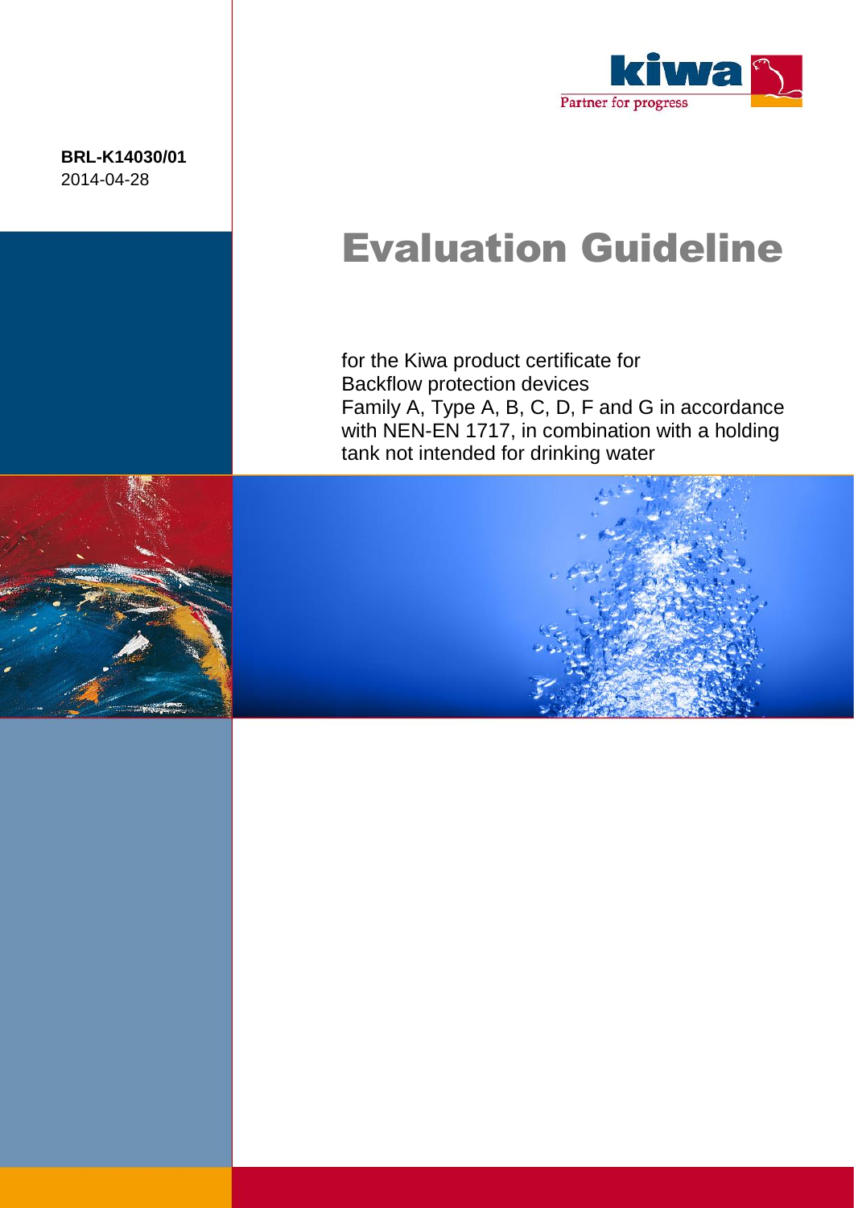BRL-K14030/01

2014-04-28

# Evaluation Guideline

for the Kiwa product certificate for
Backflow protection devices
Family A, Type A, B, C, D, F and G in accordance with NEN-EN 1717, in combination with a holding tank not intended for drinking water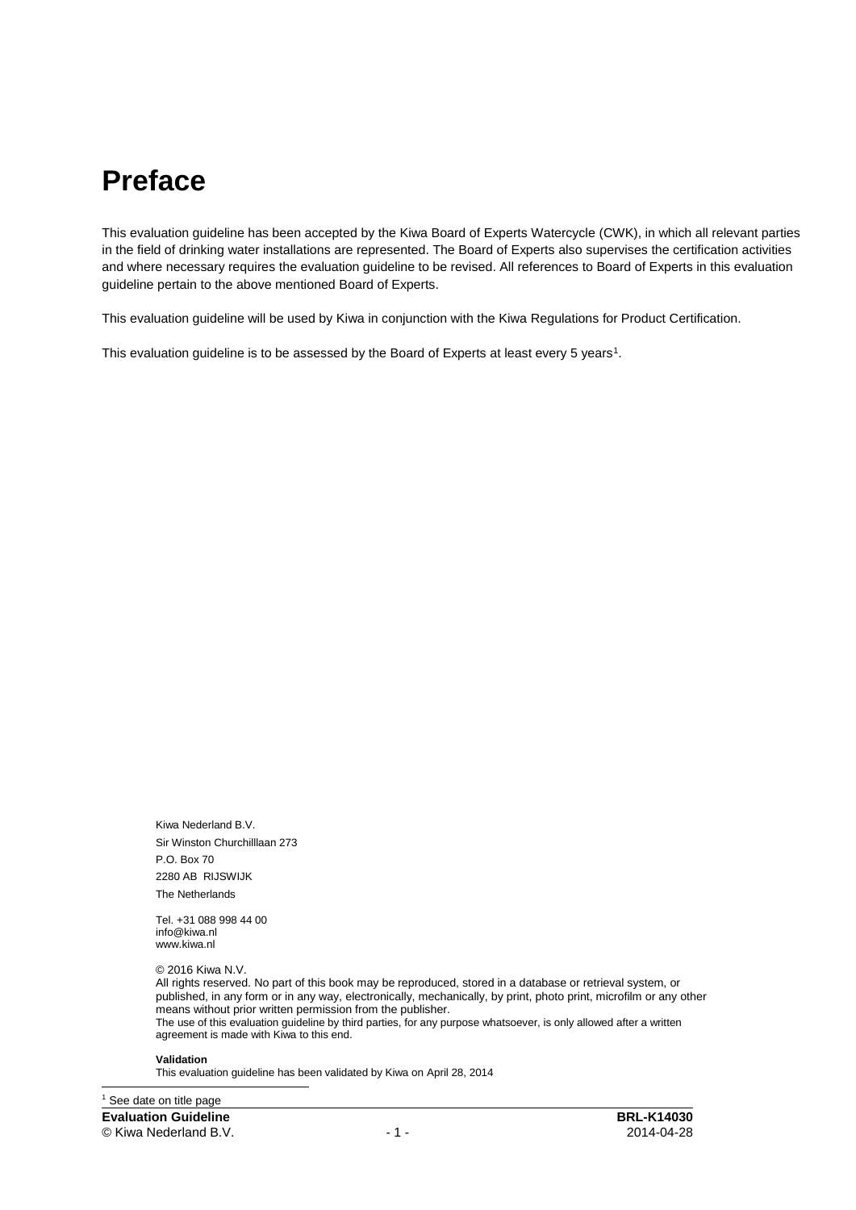# Preface

This evaluation guideline has been accepted by the Kiwa Board of Experts Watercycle (CWK), in which all relevant parties in the field of drinking water installations are represented. The Board of Experts also supervises the certification activities and where necessary requires the evaluation guideline to be revised. All references to Board of Experts in this evaluation guideline pertain to the above mentioned Board of Experts.

This evaluation guideline will be used by Kiwa in conjunction with the Kiwa Regulations for Product Certification.

This evaluation guideline is to be assessed by the Board of Experts at least every 5 years[1].

Kiwa Nederland B.V.
Sir Winston Churchilllaan 273
P.O. Box 70
2280 AB RIJSWIJK
The Netherlands

Tel. +31 088 998 44 00
info@kiwa.nl
www.kiwa.nl

© 2016 Kiwa N.V.
All rights reserved. No part of this book may be reproduced, stored in a database or retrieval system, or published, in any form or in any way, electronically, mechanically, by print, photo print, microfilm or any other means without prior written permission from the publisher.
The use of this evaluation guideline by third parties, for any purpose whatsoever, is only allowed after a written agreement is made with Kiwa to this end.

**Validation**
This evaluation guideline has been validated by Kiwa on April 28, 2014

[1] See date on title page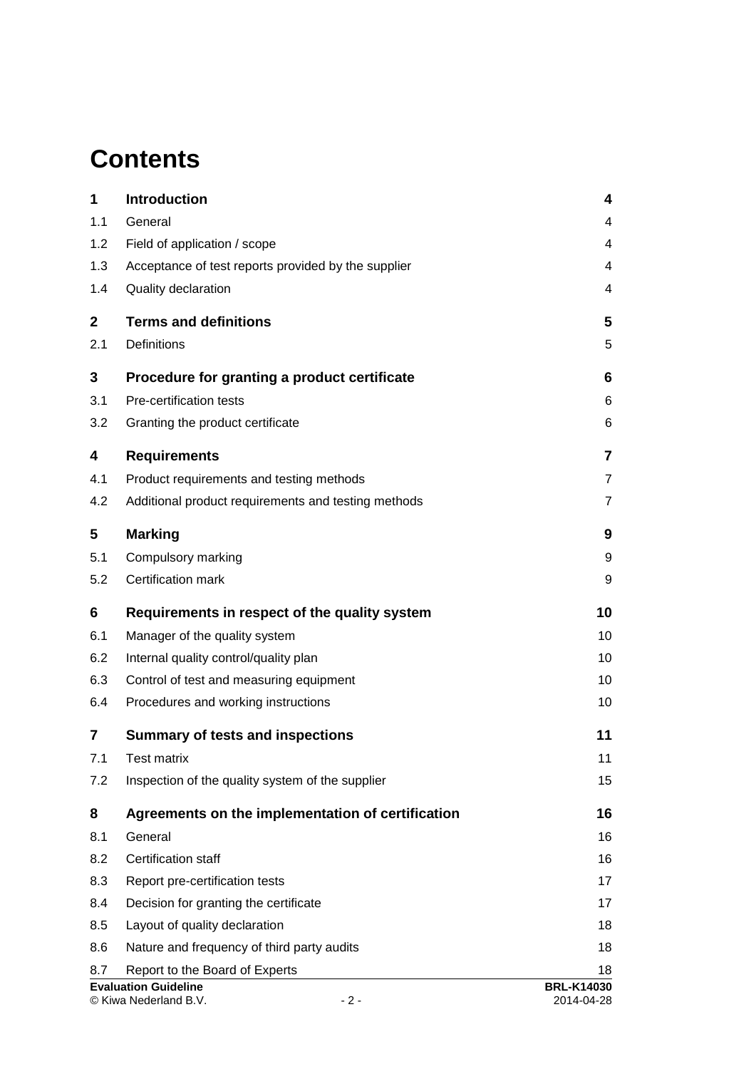# Contents

| | | |
|---|---|---|
| **1** | **Introduction** | **4** |
| 1.1 | General | 4 |
| 1.2 | Field of application / scope | 4 |
| 1.3 | Acceptance of test reports provided by the supplier | 4 |
| 1.4 | Quality declaration | 4 |
| **2** | **Terms and definitions** | **5** |
| 2.1 | Definitions | 5 |
| **3** | **Procedure for granting a product certificate** | **6** |
| 3.1 | Pre-certification tests | 6 |
| 3.2 | Granting the product certificate | 6 |
| **4** | **Requirements** | **7** |
| 4.1 | Product requirements and testing methods | 7 |
| 4.2 | Additional product requirements and testing methods | 7 |
| **5** | **Marking** | **9** |
| 5.1 | Compulsory marking | 9 |
| 5.2 | Certification mark | 9 |
| **6** | **Requirements in respect of the quality system** | **10** |
| 6.1 | Manager of the quality system | 10 |
| 6.2 | Internal quality control/quality plan | 10 |
| 6.3 | Control of test and measuring equipment | 10 |
| 6.4 | Procedures and working instructions | 10 |
| **7** | **Summary of tests and inspections** | **11** |
| 7.1 | Test matrix | 11 |
| 7.2 | Inspection of the quality system of the supplier | 15 |
| **8** | **Agreements on the implementation of certification** | **16** |
| 8.1 | General | 16 |
| 8.2 | Certification staff | 16 |
| 8.3 | Report pre-certification tests | 17 |
| 8.4 | Decision for granting the certificate | 17 |
| 8.5 | Layout of quality declaration | 18 |
| 8.6 | Nature and frequency of third party audits | 18 |
| 8.7 | Report to the Board of Experts | 18 |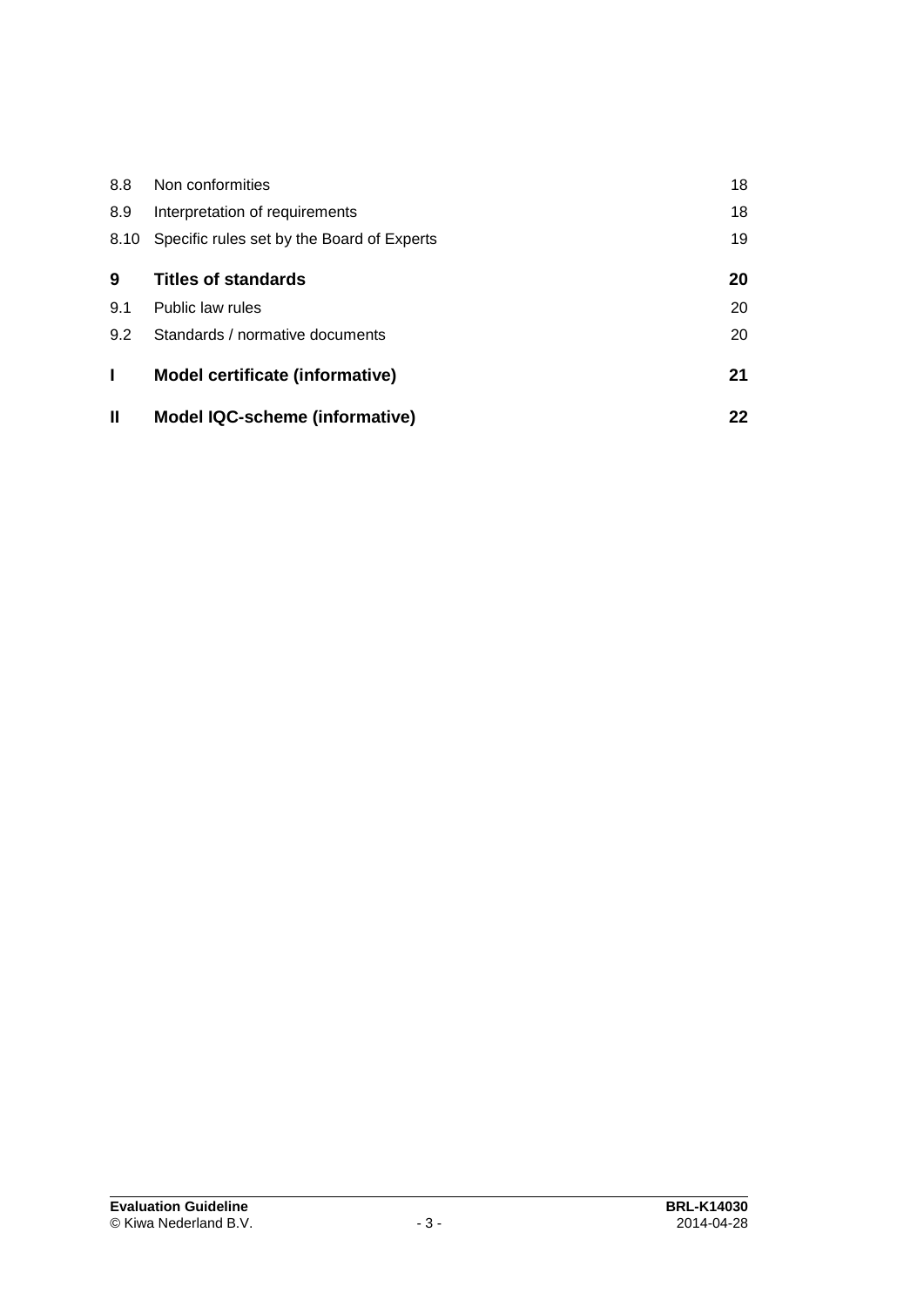| | | |
|---|---|---|
| 8.8 | Non conformities | 18 |
| 8.9 | Interpretation of requirements | 18 |
| 8.10 | Specific rules set by the Board of Experts | 19 |
| **9** | **Titles of standards** | **20** |
| 9.1 | Public law rules | 20 |
| 9.2 | Standards / normative documents | 20 |
| **I** | **Model certificate (informative)** | **21** |
| **II** | **Model IQC-scheme (informative)** | **22** |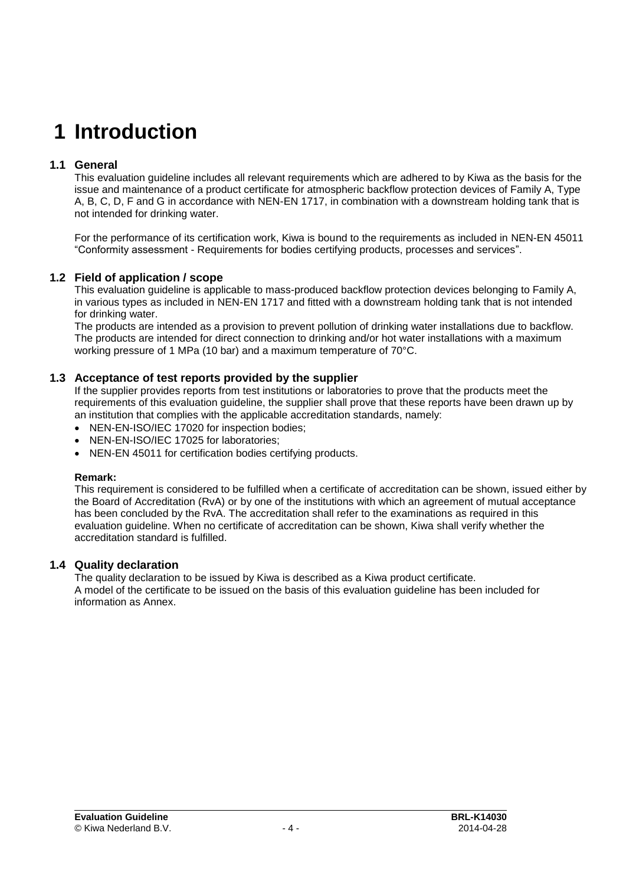# 1 Introduction

## 1.1 General

This evaluation guideline includes all relevant requirements which are adhered to by Kiwa as the basis for the issue and maintenance of a product certificate for atmospheric backflow protection devices of Family A, Type A, B, C, D, F and G in accordance with NEN-EN 1717, in combination with a downstream holding tank that is not intended for drinking water.

For the performance of its certification work, Kiwa is bound to the requirements as included in NEN-EN 45011 “Conformity assessment - Requirements for bodies certifying products, processes and services”.

## 1.2 Field of application / scope

This evaluation guideline is applicable to mass-produced backflow protection devices belonging to Family A, in various types as included in NEN-EN 1717 and fitted with a downstream holding tank that is not intended for drinking water.

The products are intended as a provision to prevent pollution of drinking water installations due to backflow. The products are intended for direct connection to drinking and/or hot water installations with a maximum working pressure of 1 MPa (10 bar) and a maximum temperature of 70°C.

## 1.3 Acceptance of test reports provided by the supplier

If the supplier provides reports from test institutions or laboratories to prove that the products meet the requirements of this evaluation guideline, the supplier shall prove that these reports have been drawn up by an institution that complies with the applicable accreditation standards, namely:

- NEN-EN-ISO/IEC 17020 for inspection bodies;
- NEN-EN-ISO/IEC 17025 for laboratories;
- NEN-EN 45011 for certification bodies certifying products.

**Remark:**

This requirement is considered to be fulfilled when a certificate of accreditation can be shown, issued either by the Board of Accreditation (RvA) or by one of the institutions with which an agreement of mutual acceptance has been concluded by the RvA. The accreditation shall refer to the examinations as required in this evaluation guideline. When no certificate of accreditation can be shown, Kiwa shall verify whether the accreditation standard is fulfilled.

## 1.4 Quality declaration

The quality declaration to be issued by Kiwa is described as a Kiwa product certificate.

A model of the certificate to be issued on the basis of this evaluation guideline has been included for information as Annex.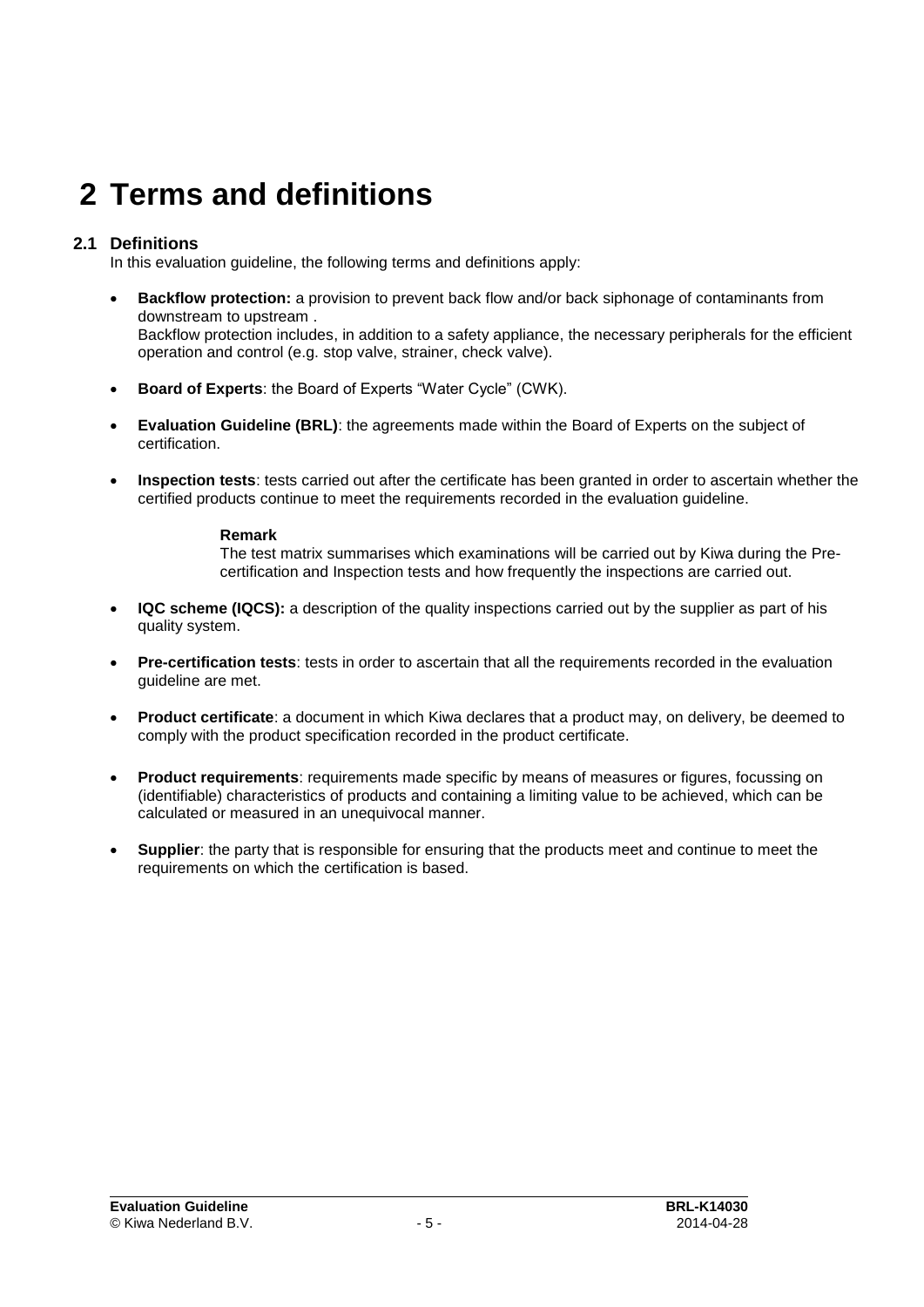# 2 Terms and definitions

## 2.1 Definitions

In this evaluation guideline, the following terms and definitions apply:

- **Backflow protection:** a provision to prevent back flow and/or back siphonage of contaminants from downstream to upstream .
  Backflow protection includes, in addition to a safety appliance, the necessary peripherals for the efficient operation and control (e.g. stop valve, strainer, check valve).

- **Board of Experts**: the Board of Experts "Water Cycle" (CWK).

- **Evaluation Guideline (BRL)**: the agreements made within the Board of Experts on the subject of certification.

- **Inspection tests**: tests carried out after the certificate has been granted in order to ascertain whether the certified products continue to meet the requirements recorded in the evaluation guideline.

  **Remark**
  The test matrix summarises which examinations will be carried out by Kiwa during the Pre-certification and Inspection tests and how frequently the inspections are carried out.

- **IQC scheme (IQCS):** a description of the quality inspections carried out by the supplier as part of his quality system.

- **Pre-certification tests**: tests in order to ascertain that all the requirements recorded in the evaluation guideline are met.

- **Product certificate**: a document in which Kiwa declares that a product may, on delivery, be deemed to comply with the product specification recorded in the product certificate.

- **Product requirements**: requirements made specific by means of measures or figures, focussing on (identifiable) characteristics of products and containing a limiting value to be achieved, which can be calculated or measured in an unequivocal manner.

- **Supplier**: the party that is responsible for ensuring that the products meet and continue to meet the requirements on which the certification is based.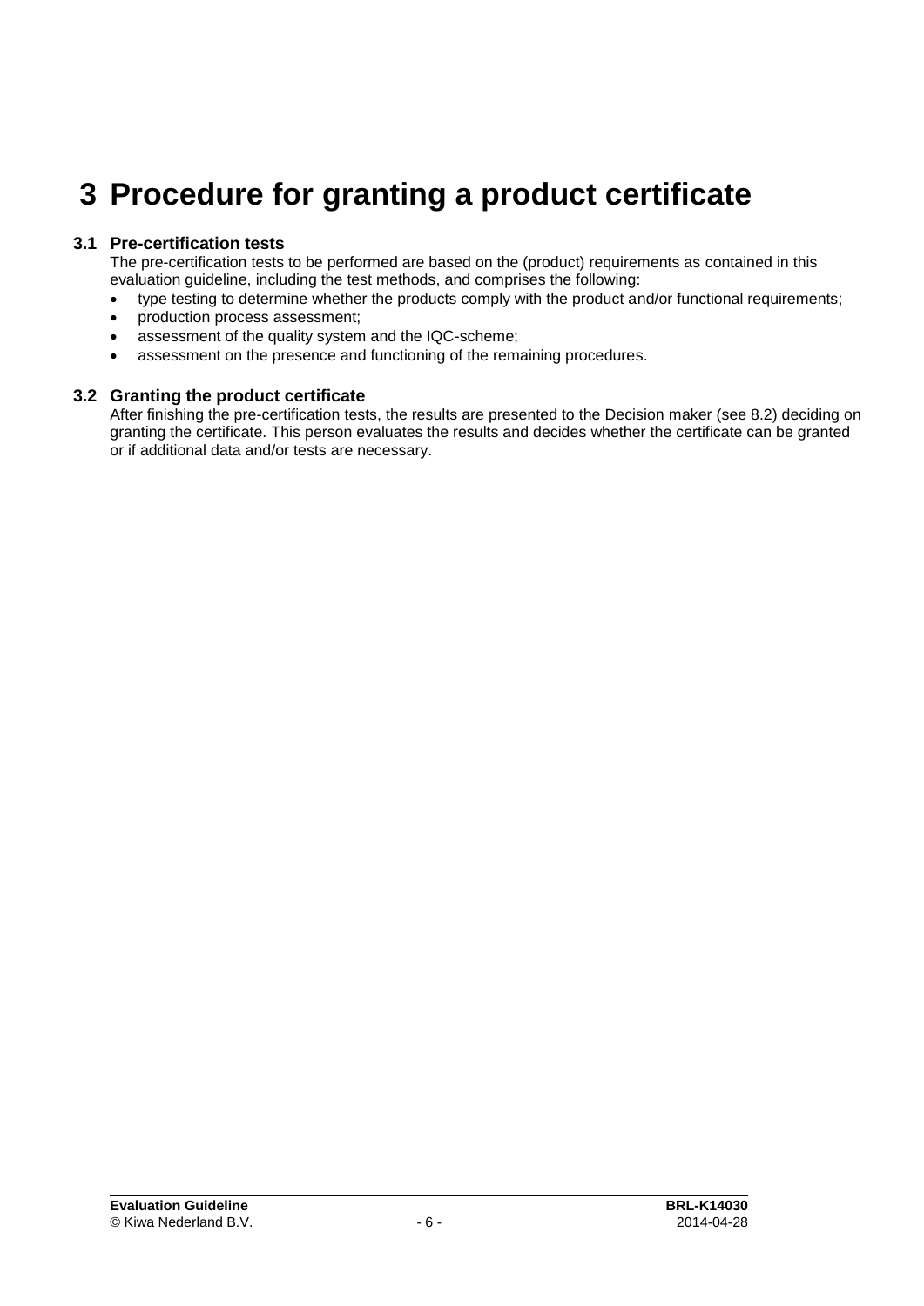# 3 Procedure for granting a product certificate

## 3.1 Pre-certification tests

The pre-certification tests to be performed are based on the (product) requirements as contained in this evaluation guideline, including the test methods, and comprises the following:

- type testing to determine whether the products comply with the product and/or functional requirements;
- production process assessment;
- assessment of the quality system and the IQC-scheme;
- assessment on the presence and functioning of the remaining procedures.

## 3.2 Granting the product certificate

After finishing the pre-certification tests, the results are presented to the Decision maker (see 8.2) deciding on granting the certificate. This person evaluates the results and decides whether the certificate can be granted or if additional data and/or tests are necessary.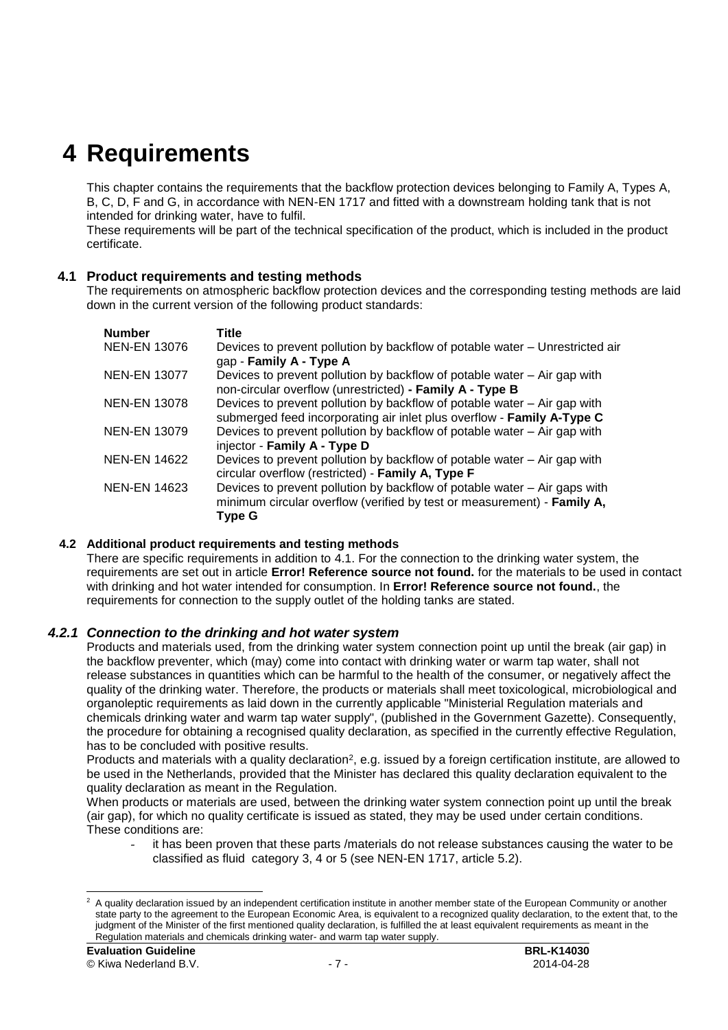# 4 Requirements

This chapter contains the requirements that the backflow protection devices belonging to Family A, Types A, B, C, D, F and G, in accordance with NEN-EN 1717 and fitted with a downstream holding tank that is not intended for drinking water, have to fulfil.

These requirements will be part of the technical specification of the product, which is included in the product certificate.

## 4.1 Product requirements and testing methods

The requirements on atmospheric backflow protection devices and the corresponding testing methods are laid down in the current version of the following product standards:

| Number | Title |
|---|---|
| NEN-EN 13076 | Devices to prevent pollution by backflow of potable water – Unrestricted air gap - **Family A - Type A** |
| NEN-EN 13077 | Devices to prevent pollution by backflow of potable water – Air gap with non-circular overflow (unrestricted) **- Family A - Type B** |
| NEN-EN 13078 | Devices to prevent pollution by backflow of potable water – Air gap with submerged feed incorporating air inlet plus overflow - **Family A-Type C** |
| NEN-EN 13079 | Devices to prevent pollution by backflow of potable water – Air gap with injector - **Family A - Type D** |
| NEN-EN 14622 | Devices to prevent pollution by backflow of potable water – Air gap with circular overflow (restricted) - **Family A, Type F** |
| NEN-EN 14623 | Devices to prevent pollution by backflow of potable water – Air gaps with minimum circular overflow (verified by test or measurement) - **Family A, Type G** |

## 4.2 Additional product requirements and testing methods

There are specific requirements in addition to 4.1. For the connection to the drinking water system, the requirements are set out in article **Error! Reference source not found.** for the materials to be used in contact with drinking and hot water intended for consumption. In **Error! Reference source not found.**, the requirements for connection to the supply outlet of the holding tanks are stated.

### *4.2.1 Connection to the drinking and hot water system*

Products and materials used, from the drinking water system connection point up until the break (air gap) in the backflow preventer, which (may) come into contact with drinking water or warm tap water, shall not release substances in quantities which can be harmful to the health of the consumer, or negatively affect the quality of the drinking water. Therefore, the products or materials shall meet toxicological, microbiological and organoleptic requirements as laid down in the currently applicable "Ministerial Regulation materials and chemicals drinking water and warm tap water supply", (published in the Government Gazette). Consequently, the procedure for obtaining a recognised quality declaration, as specified in the currently effective Regulation, has to be concluded with positive results.

Products and materials with a quality declaration[2], e.g. issued by a foreign certification institute, are allowed to be used in the Netherlands, provided that the Minister has declared this quality declaration equivalent to the quality declaration as meant in the Regulation.

When products or materials are used, between the drinking water system connection point up until the break (air gap), for which no quality certificate is issued as stated, they may be used under certain conditions. These conditions are:

- it has been proven that these parts /materials do not release substances causing the water to be classified as fluid category 3, 4 or 5 (see NEN-EN 1717, article 5.2).

[2] A quality declaration issued by an independent certification institute in another member state of the European Community or another state party to the agreement to the European Economic Area, is equivalent to a recognized quality declaration, to the extent that, to the judgment of the Minister of the first mentioned quality declaration, is fulfilled the at least equivalent requirements as meant in the Regulation materials and chemicals drinking water- and warm tap water supply.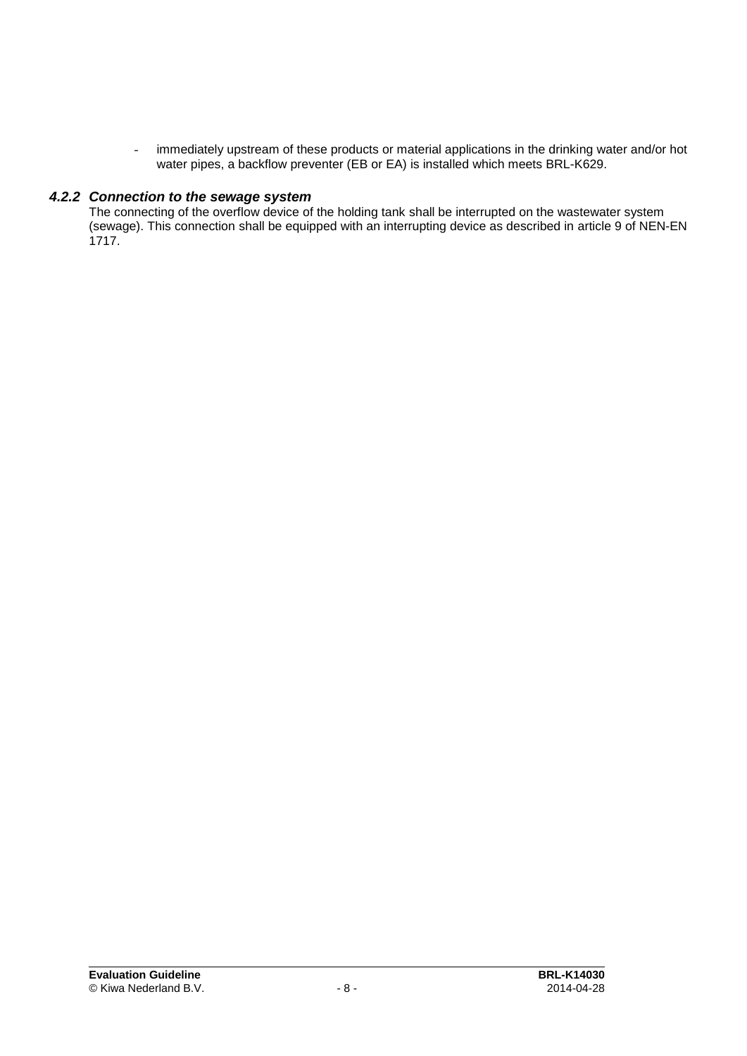- immediately upstream of these products or material applications in the drinking water and/or hot water pipes, a backflow preventer (EB or EA) is installed which meets BRL-K629.

### *4.2.2 Connection to the sewage system*

The connecting of the overflow device of the holding tank shall be interrupted on the wastewater system (sewage). This connection shall be equipped with an interrupting device as described in article 9 of NEN-EN 1717.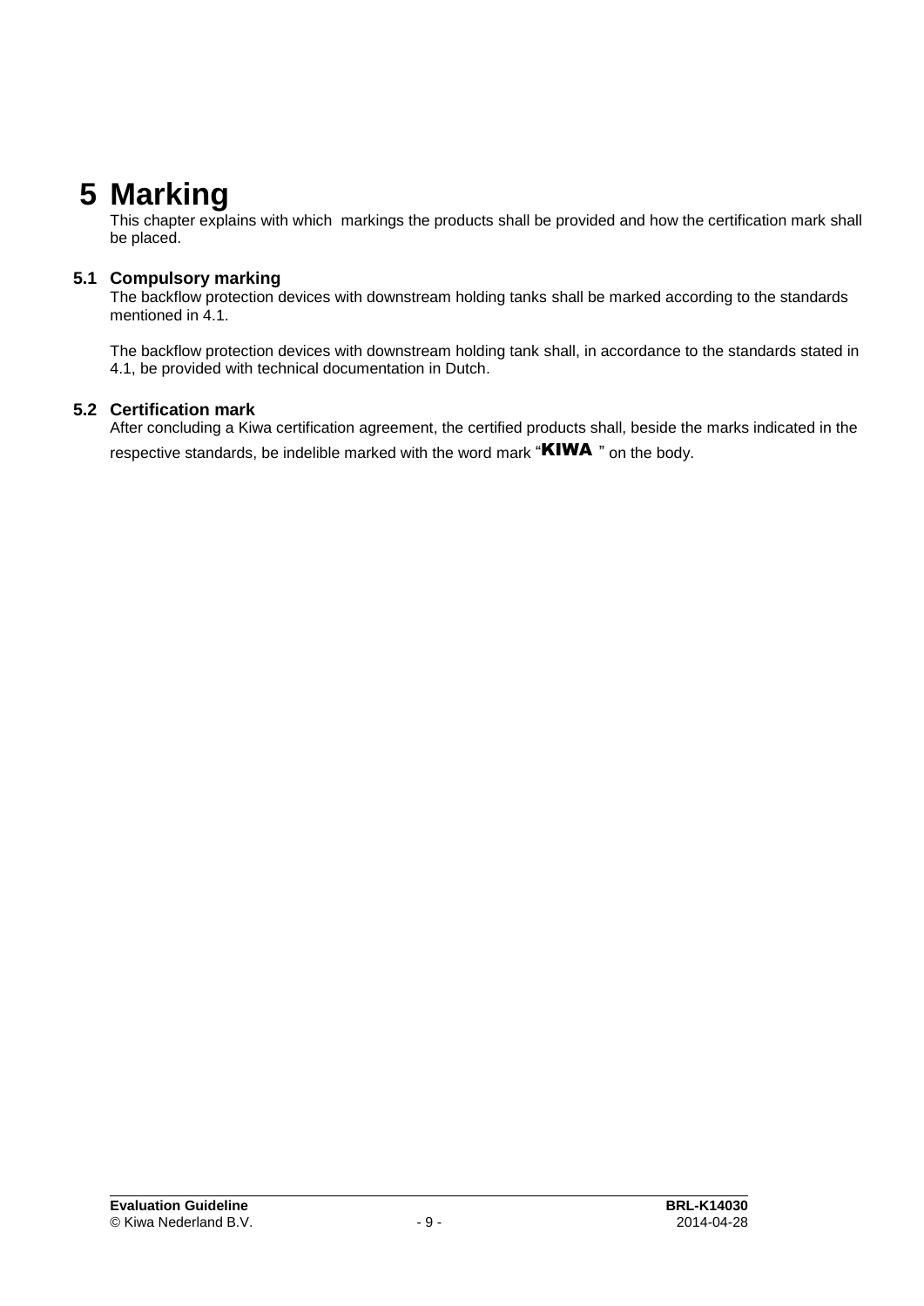# 5 Marking

This chapter explains with which  markings the products shall be provided and how the certification mark shall be placed.

## 5.1 Compulsory marking

The backflow protection devices with downstream holding tanks shall be marked according to the standards mentioned in 4.1.

The backflow protection devices with downstream holding tank shall, in accordance to the standards stated in 4.1, be provided with technical documentation in Dutch.

## 5.2 Certification mark

After concluding a Kiwa certification agreement, the certified products shall, beside the marks indicated in the respective standards, be indelible marked with the word mark "**KIWA** " on the body.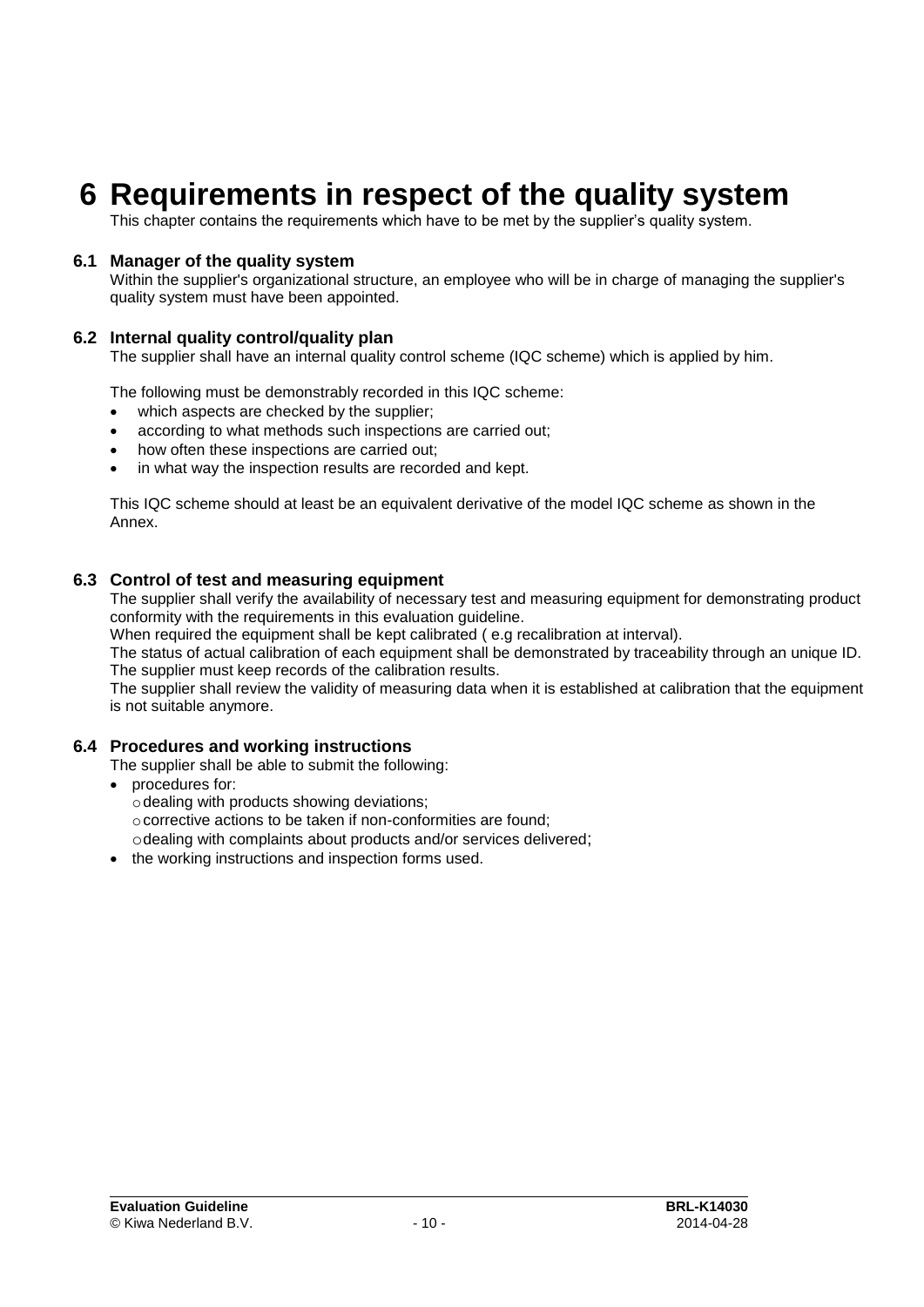# 6 Requirements in respect of the quality system

This chapter contains the requirements which have to be met by the supplier's quality system.

## 6.1 Manager of the quality system

Within the supplier's organizational structure, an employee who will be in charge of managing the supplier's quality system must have been appointed.

## 6.2 Internal quality control/quality plan

The supplier shall have an internal quality control scheme (IQC scheme) which is applied by him.

The following must be demonstrably recorded in this IQC scheme:

- which aspects are checked by the supplier;
- according to what methods such inspections are carried out;
- how often these inspections are carried out;
- in what way the inspection results are recorded and kept.

This IQC scheme should at least be an equivalent derivative of the model IQC scheme as shown in the Annex.

## 6.3 Control of test and measuring equipment

The supplier shall verify the availability of necessary test and measuring equipment for demonstrating product conformity with the requirements in this evaluation guideline.

When required the equipment shall be kept calibrated ( e.g recalibration at interval).

The status of actual calibration of each equipment shall be demonstrated by traceability through an unique ID.

The supplier must keep records of the calibration results.

The supplier shall review the validity of measuring data when it is established at calibration that the equipment is not suitable anymore.

## 6.4 Procedures and working instructions

The supplier shall be able to submit the following:

- procedures for:
  - dealing with products showing deviations;
  - corrective actions to be taken if non-conformities are found;
  - dealing with complaints about products and/or services delivered;
- the working instructions and inspection forms used.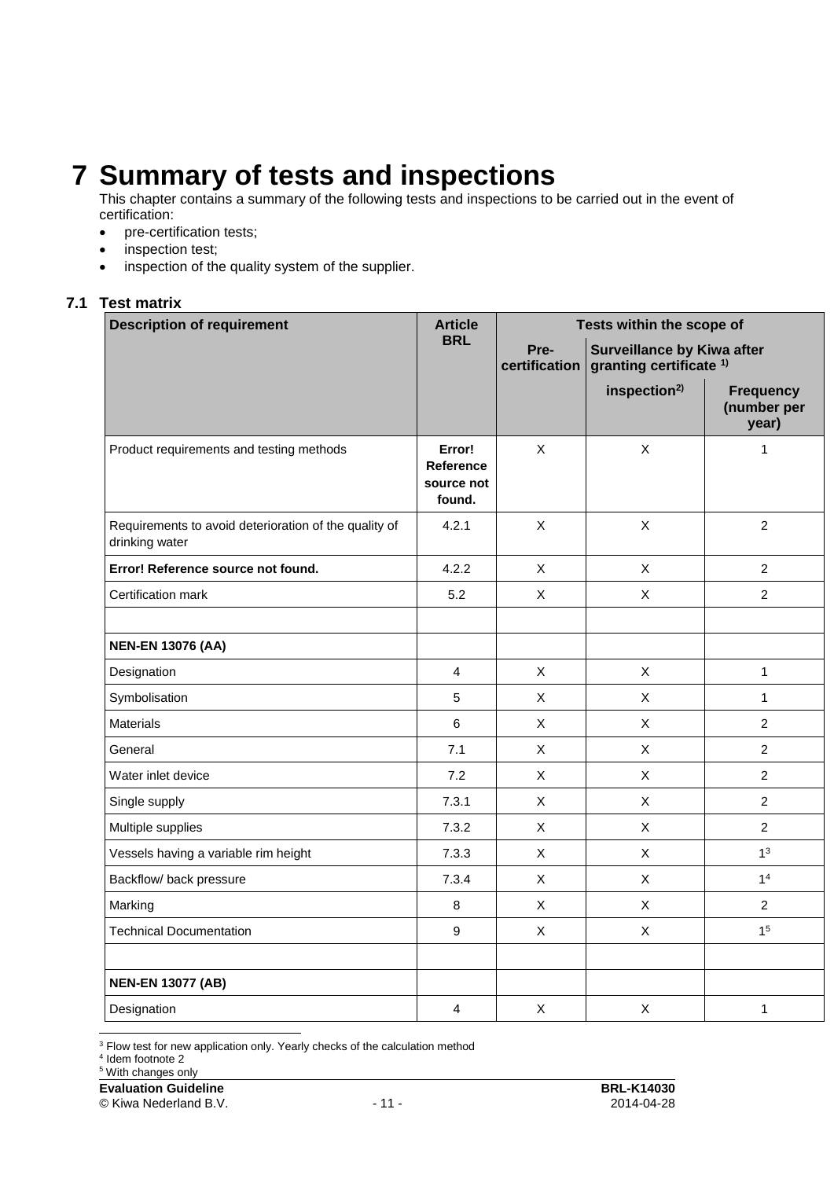# 7 Summary of tests and inspections

This chapter contains a summary of the following tests and inspections to be carried out in the event of certification:

- pre-certification tests;
- inspection test;
- inspection of the quality system of the supplier.

## 7.1 Test matrix

| Description of requirement | Article BRL | Tests within the scope of | | |
|---|---|---|---|---|
| | | Pre-certification | Surveillance by Kiwa after granting certificate 1) | |
| | | | inspection2) | Frequency (number per year) |
| Product requirements and testing methods | **Error! Reference source not found.** | X | X | 1 |
| Requirements to avoid deterioration of the quality of drinking water | 4.2.1 | X | X | 2 |
| **Error! Reference source not found.** | 4.2.2 | X | X | 2 |
| Certification mark | 5.2 | X | X | 2 |
| | | | | |
| **NEN-EN 13076 (AA)** | | | | |
| Designation | 4 | X | X | 1 |
| Symbolisation | 5 | X | X | 1 |
| Materials | 6 | X | X | 2 |
| General | 7.1 | X | X | 2 |
| Water inlet device | 7.2 | X | X | 2 |
| Single supply | 7.3.1 | X | X | 2 |
| Multiple supplies | 7.3.2 | X | X | 2 |
| Vessels having a variable rim height | 7.3.3 | X | X | 1[3] |
| Backflow/ back pressure | 7.3.4 | X | X | 1[4] |
| Marking | 8 | X | X | 2 |
| Technical Documentation | 9 | X | X | 1[5] |
| | | | | |
| **NEN-EN 13077 (AB)** | | | | |
| Designation | 4 | X | X | 1 |

[3] Flow test for new application only. Yearly checks of the calculation method
[4] Idem footnote 2
[5] With changes only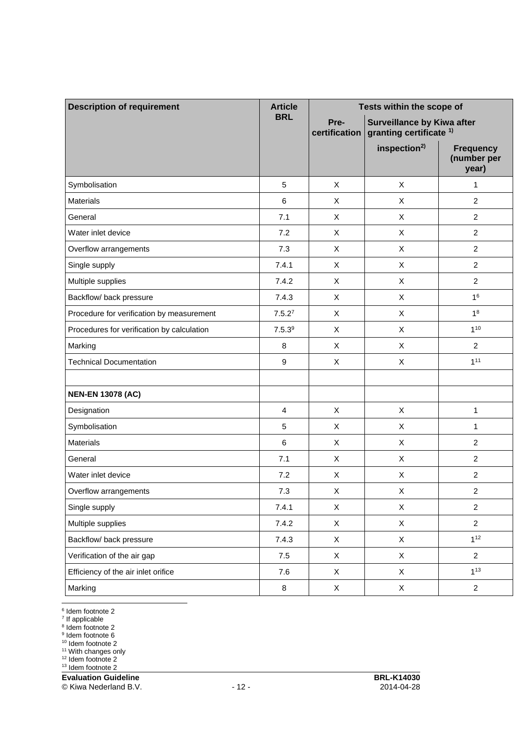| Description of requirement | Article BRL | Tests within the scope of | | |
|---|---|---|---|---|
| | | Pre-certification | Surveillance by Kiwa after granting certificate 1) | |
| | | | inspection2) | Frequency (number per year) |
| Symbolisation | 5 | X | X | 1 |
| Materials | 6 | X | X | 2 |
| General | 7.1 | X | X | 2 |
| Water inlet device | 7.2 | X | X | 2 |
| Overflow arrangements | 7.3 | X | X | 2 |
| Single supply | 7.4.1 | X | X | 2 |
| Multiple supplies | 7.4.2 | X | X | 2 |
| Backflow/ back pressure | 7.4.3 | X | X | 1[6] |
| Procedure for verification by measurement | 7.5.2[7] | X | X | 1[8] |
| Procedures for verification by calculation | 7.5.3[9] | X | X | 1[10] |
| Marking | 8 | X | X | 2 |
| Technical Documentation | 9 | X | X | 1[11] |
| | | | | |
| **NEN-EN 13078 (AC)** | | | | |
| Designation | 4 | X | X | 1 |
| Symbolisation | 5 | X | X | 1 |
| Materials | 6 | X | X | 2 |
| General | 7.1 | X | X | 2 |
| Water inlet device | 7.2 | X | X | 2 |
| Overflow arrangements | 7.3 | X | X | 2 |
| Single supply | 7.4.1 | X | X | 2 |
| Multiple supplies | 7.4.2 | X | X | 2 |
| Backflow/ back pressure | 7.4.3 | X | X | 1[12] |
| Verification of the air gap | 7.5 | X | X | 2 |
| Efficiency of the air inlet orifice | 7.6 | X | X | 1[13] |
| Marking | 8 | X | X | 2 |

[6] Idem footnote 2
[7] If applicable
[8] Idem footnote 2
[9] Idem footnote 6
[10] Idem footnote 2
[11] With changes only
[12] Idem footnote 2
[13] Idem footnote 2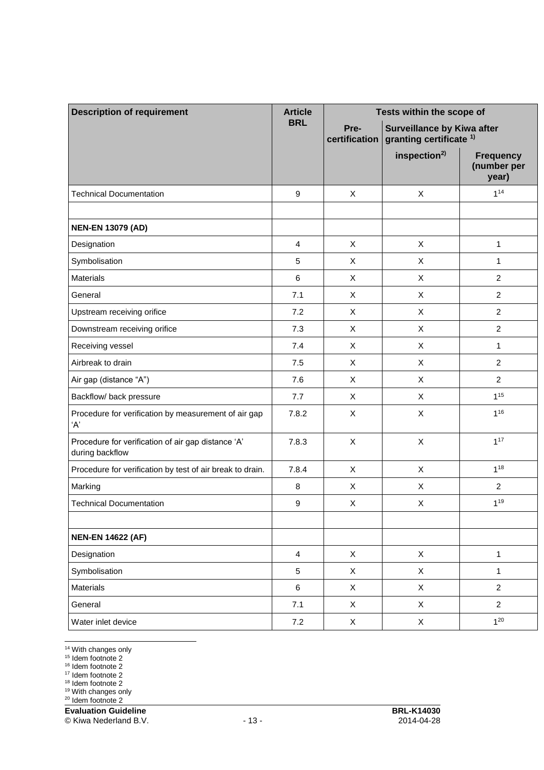| Description of requirement | Article BRL | Tests within the scope of | | |
|---|---|---|---|---|
| | | Pre-certification | Surveillance by Kiwa after granting certificate [1)] | |
| | | | inspection[2)] | Frequency (number per year) |
| Technical Documentation | 9 | X | X | 1[14] |
| | | | | |
| **NEN-EN 13079 (AD)** | | | | |
| Designation | 4 | X | X | 1 |
| Symbolisation | 5 | X | X | 1 |
| Materials | 6 | X | X | 2 |
| General | 7.1 | X | X | 2 |
| Upstream receiving orifice | 7.2 | X | X | 2 |
| Downstream receiving orifice | 7.3 | X | X | 2 |
| Receiving vessel | 7.4 | X | X | 1 |
| Airbreak to drain | 7.5 | X | X | 2 |
| Air gap (distance "A") | 7.6 | X | X | 2 |
| Backflow/ back pressure | 7.7 | X | X | 1[15] |
| Procedure for verification by measurement of air gap 'A' | 7.8.2 | X | X | 1[16] |
| Procedure for verification of air gap distance 'A' during backflow | 7.8.3 | X | X | 1[17] |
| Procedure for verification by test of air break to drain. | 7.8.4 | X | X | 1[18] |
| Marking | 8 | X | X | 2 |
| Technical Documentation | 9 | X | X | 1[19] |
| | | | | |
| **NEN-EN 14622 (AF)** | | | | |
| Designation | 4 | X | X | 1 |
| Symbolisation | 5 | X | X | 1 |
| Materials | 6 | X | X | 2 |
| General | 7.1 | X | X | 2 |
| Water inlet device | 7.2 | X | X | 1[20] |

[14] With changes only
[15] Idem footnote 2
[16] Idem footnote 2
[17] Idem footnote 2
[18] Idem footnote 2
[19] With changes only
[20] Idem footnote 2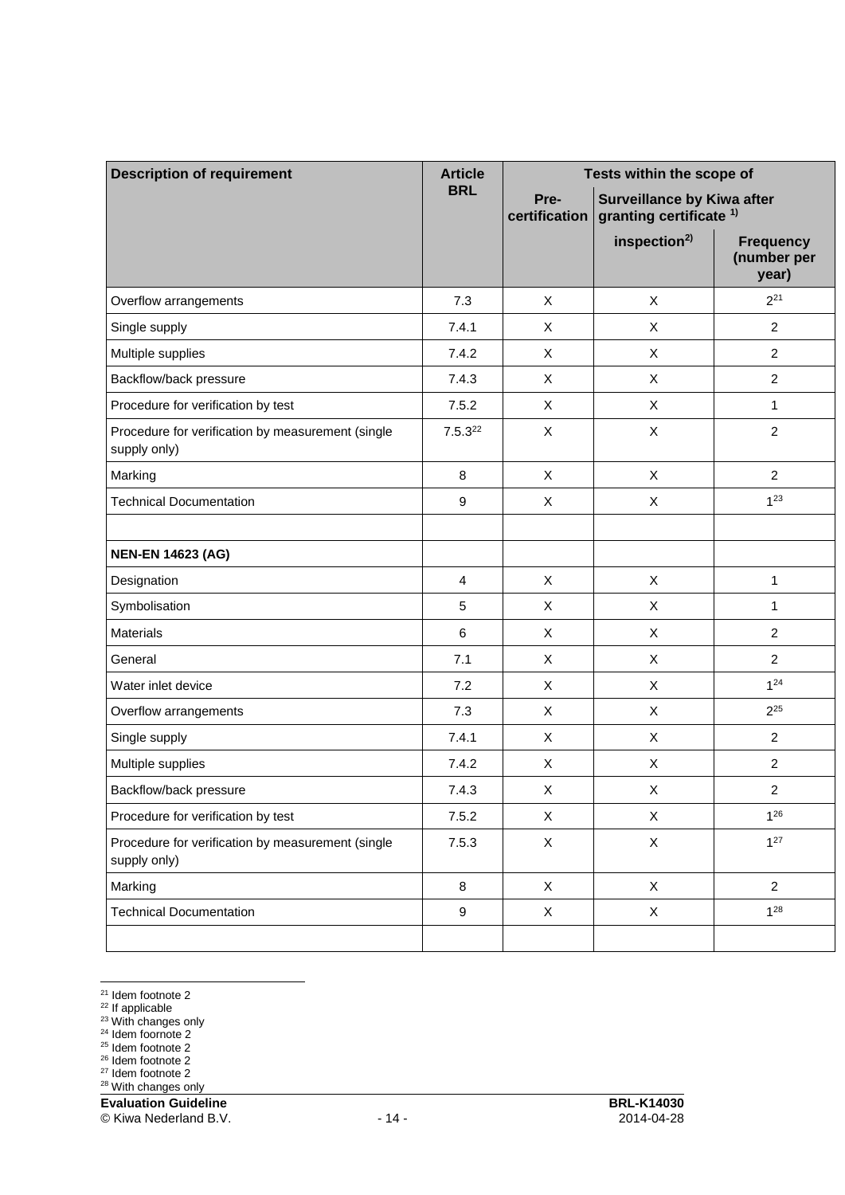| Description of requirement | Article BRL | Tests within the scope of | | |
|---|---|---|---|---|
| | | Pre-certification | Surveillance by Kiwa after granting certificate 1) | |
| | | | inspection2) | Frequency (number per year) |
| Overflow arrangements | 7.3 | X | X | 2[21] |
| Single supply | 7.4.1 | X | X | 2 |
| Multiple supplies | 7.4.2 | X | X | 2 |
| Backflow/back pressure | 7.4.3 | X | X | 2 |
| Procedure for verification by test | 7.5.2 | X | X | 1 |
| Procedure for verification by measurement (single supply only) | 7.5.3[22] | X | X | 2 |
| Marking | 8 | X | X | 2 |
| Technical Documentation | 9 | X | X | 1[23] |
| | | | | |
| **NEN-EN 14623 (AG)** | | | | |
| Designation | 4 | X | X | 1 |
| Symbolisation | 5 | X | X | 1 |
| Materials | 6 | X | X | 2 |
| General | 7.1 | X | X | 2 |
| Water inlet device | 7.2 | X | X | 1[24] |
| Overflow arrangements | 7.3 | X | X | 2[25] |
| Single supply | 7.4.1 | X | X | 2 |
| Multiple supplies | 7.4.2 | X | X | 2 |
| Backflow/back pressure | 7.4.3 | X | X | 2 |
| Procedure for verification by test | 7.5.2 | X | X | 1[26] |
| Procedure for verification by measurement (single supply only) | 7.5.3 | X | X | 1[27] |
| Marking | 8 | X | X | 2 |
| Technical Documentation | 9 | X | X | 1[28] |
| | | | | |

[21] Idem footnote 2
[22] If applicable
[23] With changes only
[24] Idem foornote 2
[25] Idem footnote 2
[26] Idem footnote 2
[27] Idem footnote 2
[28] With changes only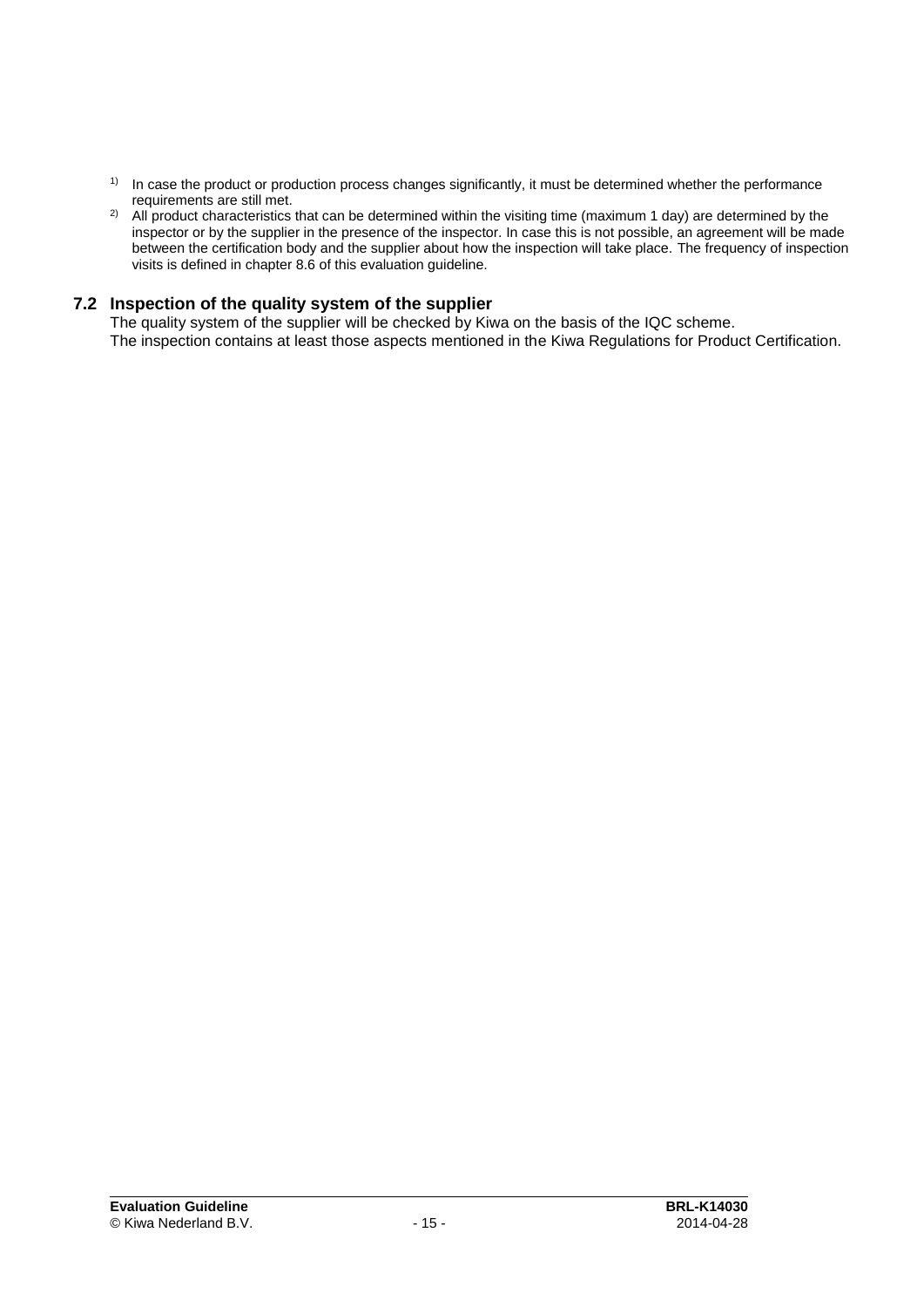[1] In case the product or production process changes significantly, it must be determined whether the performance requirements are still met.

[2] All product characteristics that can be determined within the visiting time (maximum 1 day) are determined by the inspector or by the supplier in the presence of the inspector. In case this is not possible, an agreement will be made between the certification body and the supplier about how the inspection will take place. The frequency of inspection visits is defined in chapter 8.6 of this evaluation guideline.

## 7.2 Inspection of the quality system of the supplier

The quality system of the supplier will be checked by Kiwa on the basis of the IQC scheme.
The inspection contains at least those aspects mentioned in the Kiwa Regulations for Product Certification.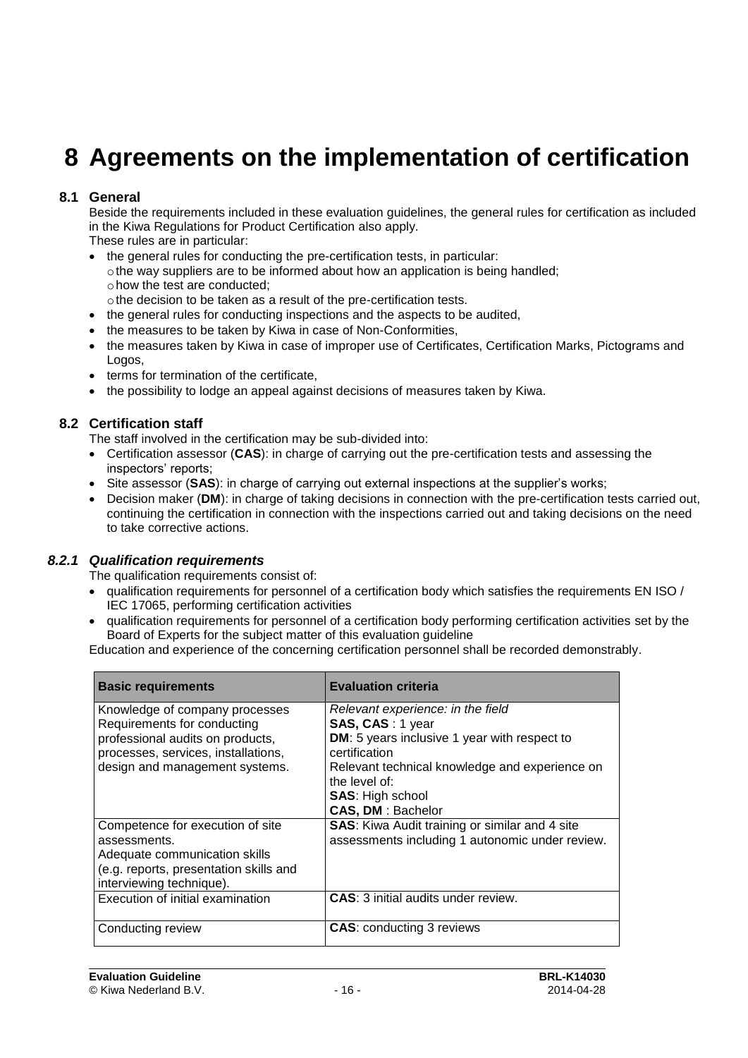# 8 Agreements on the implementation of certification

## 8.1 General

Beside the requirements included in these evaluation guidelines, the general rules for certification as included in the Kiwa Regulations for Product Certification also apply.

These rules are in particular:

- the general rules for conducting the pre-certification tests, in particular:
  - the way suppliers are to be informed about how an application is being handled;
  - how the test are conducted;
  - the decision to be taken as a result of the pre-certification tests.
- the general rules for conducting inspections and the aspects to be audited,
- the measures to be taken by Kiwa in case of Non-Conformities,
- the measures taken by Kiwa in case of improper use of Certificates, Certification Marks, Pictograms and Logos,
- terms for termination of the certificate,
- the possibility to lodge an appeal against decisions of measures taken by Kiwa.

## 8.2 Certification staff

The staff involved in the certification may be sub-divided into:

- Certification assessor (**CAS**): in charge of carrying out the pre-certification tests and assessing the inspectors' reports;
- Site assessor (**SAS**): in charge of carrying out external inspections at the supplier's works;
- Decision maker (**DM**): in charge of taking decisions in connection with the pre-certification tests carried out, continuing the certification in connection with the inspections carried out and taking decisions on the need to take corrective actions.

### *8.2.1 Qualification requirements*

The qualification requirements consist of:

- qualification requirements for personnel of a certification body which satisfies the requirements EN ISO / IEC 17065, performing certification activities
- qualification requirements for personnel of a certification body performing certification activities set by the Board of Experts for the subject matter of this evaluation guideline

Education and experience of the concerning certification personnel shall be recorded demonstrably.

| Basic requirements | Evaluation criteria |
|---|---|
| Knowledge of company processes<br>Requirements for conducting professional audits on products, processes, services, installations, design and management systems. | *Relevant experience: in the field*<br>**SAS, CAS** : 1 year<br>**DM**: 5 years inclusive 1 year with respect to certification<br>Relevant technical knowledge and experience on the level of:<br>**SAS**: High school<br>**CAS, DM** : Bachelor |
| Competence for execution of site assessments.<br>Adequate communication skills (e.g. reports, presentation skills and interviewing technique). | **SAS**: Kiwa Audit training or similar and 4 site assessments including 1 autonomic under review. |
| Execution of initial examination | **CAS**: 3 initial audits under review. |
| Conducting review | **CAS**: conducting 3 reviews |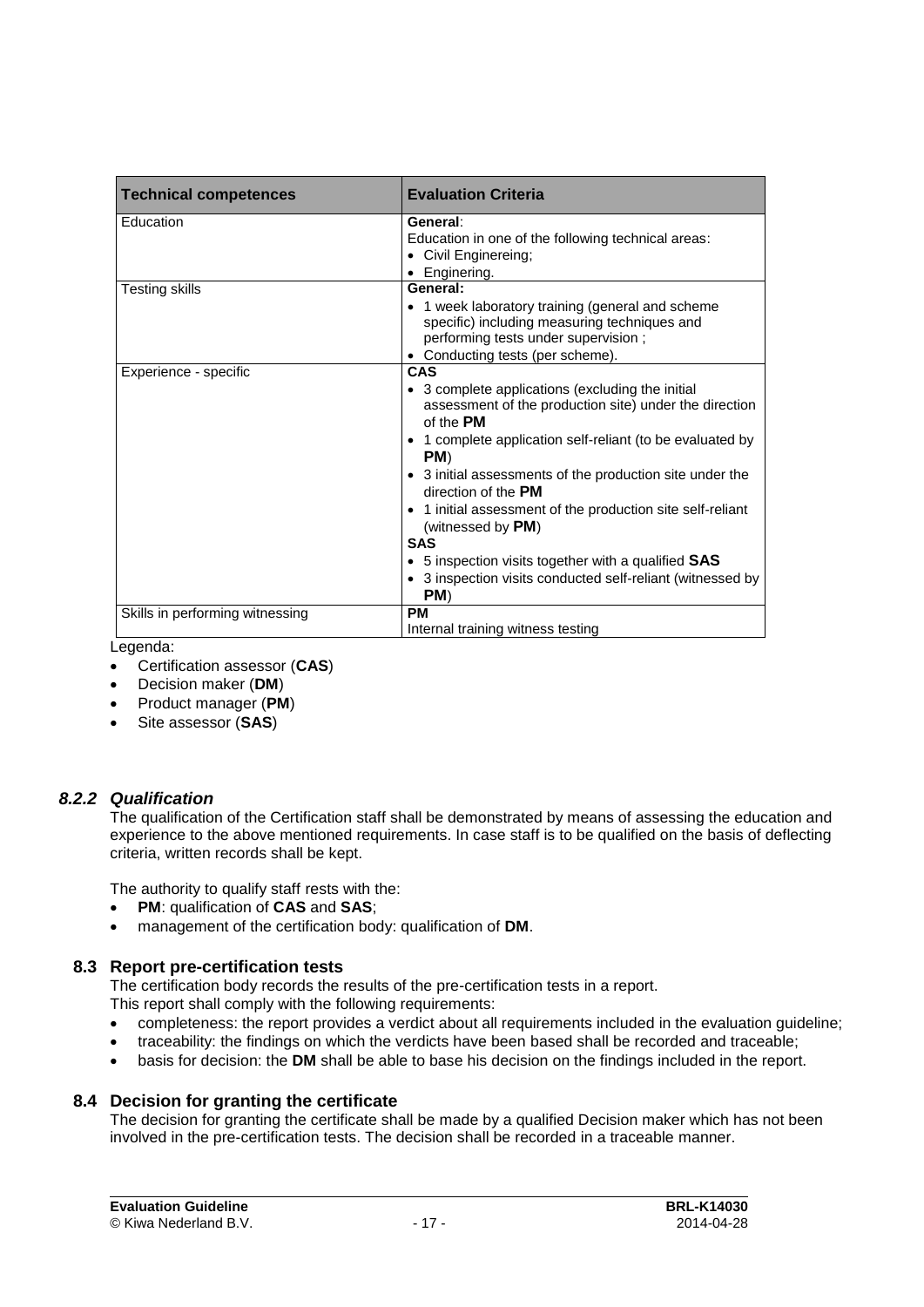| Technical competences | Evaluation Criteria |
|---|---|
| Education | **General**:<br>Education in one of the following technical areas:<br>• Civil Enginereing;<br>• Enginering. |
| Testing skills | **General:**<br>• 1 week laboratory training (general and scheme specific) including measuring techniques and performing tests under supervision ;<br>• Conducting tests (per scheme). |
| Experience - specific | **CAS**<br>• 3 complete applications (excluding the initial assessment of the production site) under the direction of the **PM**<br>• 1 complete application self-reliant (to be evaluated by **PM**)<br>• 3 initial assessments of the production site under the direction of the **PM**<br>• 1 initial assessment of the production site self-reliant (witnessed by **PM**)<br>**SAS**<br>• 5 inspection visits together with a qualified **SAS**<br>• 3 inspection visits conducted self-reliant (witnessed by **PM**) |
| Skills in performing witnessing | **PM**<br>Internal training witness testing |

Legenda:

- Certification assessor (**CAS**)
- Decision maker (**DM**)
- Product manager (**PM**)
- Site assessor (**SAS**)

### *8.2.2 Qualification*

The qualification of the Certification staff shall be demonstrated by means of assessing the education and experience to the above mentioned requirements. In case staff is to be qualified on the basis of deflecting criteria, written records shall be kept.

The authority to qualify staff rests with the:

- **PM**: qualification of **CAS** and **SAS**;
- management of the certification body: qualification of **DM**.

## 8.3 Report pre-certification tests

The certification body records the results of the pre-certification tests in a report.
This report shall comply with the following requirements:

- completeness: the report provides a verdict about all requirements included in the evaluation guideline;
- traceability: the findings on which the verdicts have been based shall be recorded and traceable;
- basis for decision: the **DM** shall be able to base his decision on the findings included in the report.

## 8.4 Decision for granting the certificate

The decision for granting the certificate shall be made by a qualified Decision maker which has not been involved in the pre-certification tests. The decision shall be recorded in a traceable manner.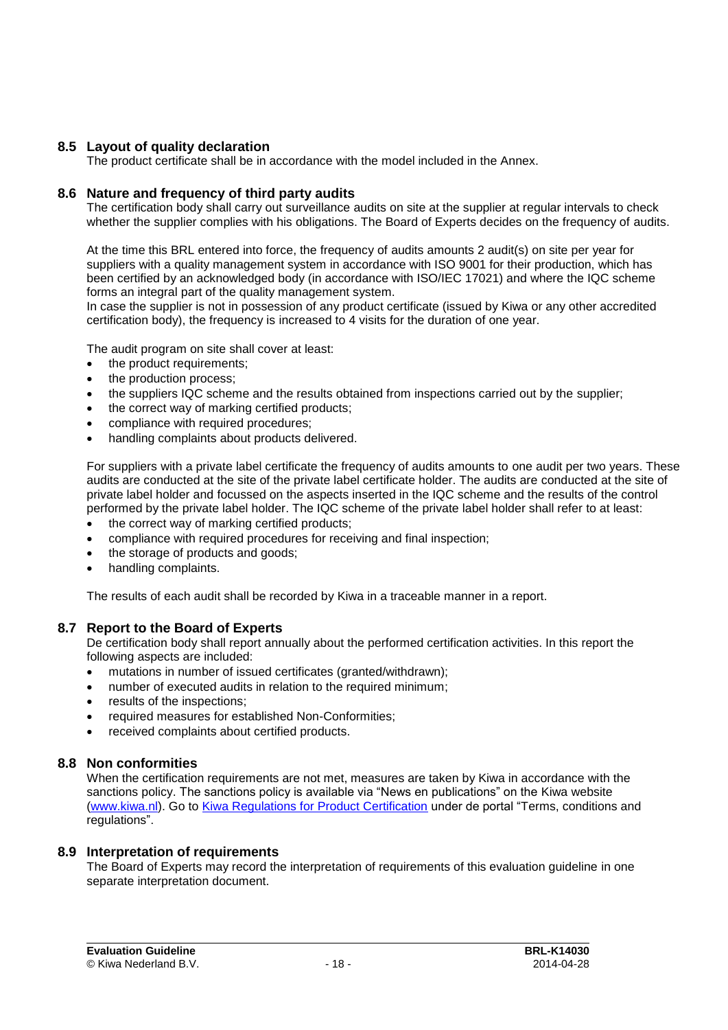## 8.5 Layout of quality declaration

The product certificate shall be in accordance with the model included in the Annex.

## 8.6 Nature and frequency of third party audits

The certification body shall carry out surveillance audits on site at the supplier at regular intervals to check whether the supplier complies with his obligations. The Board of Experts decides on the frequency of audits.

At the time this BRL entered into force, the frequency of audits amounts 2 audit(s) on site per year for suppliers with a quality management system in accordance with ISO 9001 for their production, which has been certified by an acknowledged body (in accordance with ISO/IEC 17021) and where the IQC scheme forms an integral part of the quality management system.
In case the supplier is not in possession of any product certificate (issued by Kiwa or any other accredited certification body), the frequency is increased to 4 visits for the duration of one year.

The audit program on site shall cover at least:

- the product requirements;
- the production process;
- the suppliers IQC scheme and the results obtained from inspections carried out by the supplier;
- the correct way of marking certified products;
- compliance with required procedures;
- handling complaints about products delivered.

For suppliers with a private label certificate the frequency of audits amounts to one audit per two years. These audits are conducted at the site of the private label certificate holder. The audits are conducted at the site of private label holder and focussed on the aspects inserted in the IQC scheme and the results of the control performed by the private label holder. The IQC scheme of the private label holder shall refer to at least:

- the correct way of marking certified products;
- compliance with required procedures for receiving and final inspection;
- the storage of products and goods;
- handling complaints.

The results of each audit shall be recorded by Kiwa in a traceable manner in a report.

## 8.7 Report to the Board of Experts

De certification body shall report annually about the performed certification activities. In this report the following aspects are included:

- mutations in number of issued certificates (granted/withdrawn);
- number of executed audits in relation to the required minimum;
- results of the inspections;
- required measures for established Non-Conformities;
- received complaints about certified products.

## 8.8 Non conformities

When the certification requirements are not met, measures are taken by Kiwa in accordance with the sanctions policy. The sanctions policy is available via "News en publications" on the Kiwa website (www.kiwa.nl). Go to Kiwa Regulations for Product Certification under de portal "Terms, conditions and regulations".

## 8.9 Interpretation of requirements

The Board of Experts may record the interpretation of requirements of this evaluation guideline in one separate interpretation document.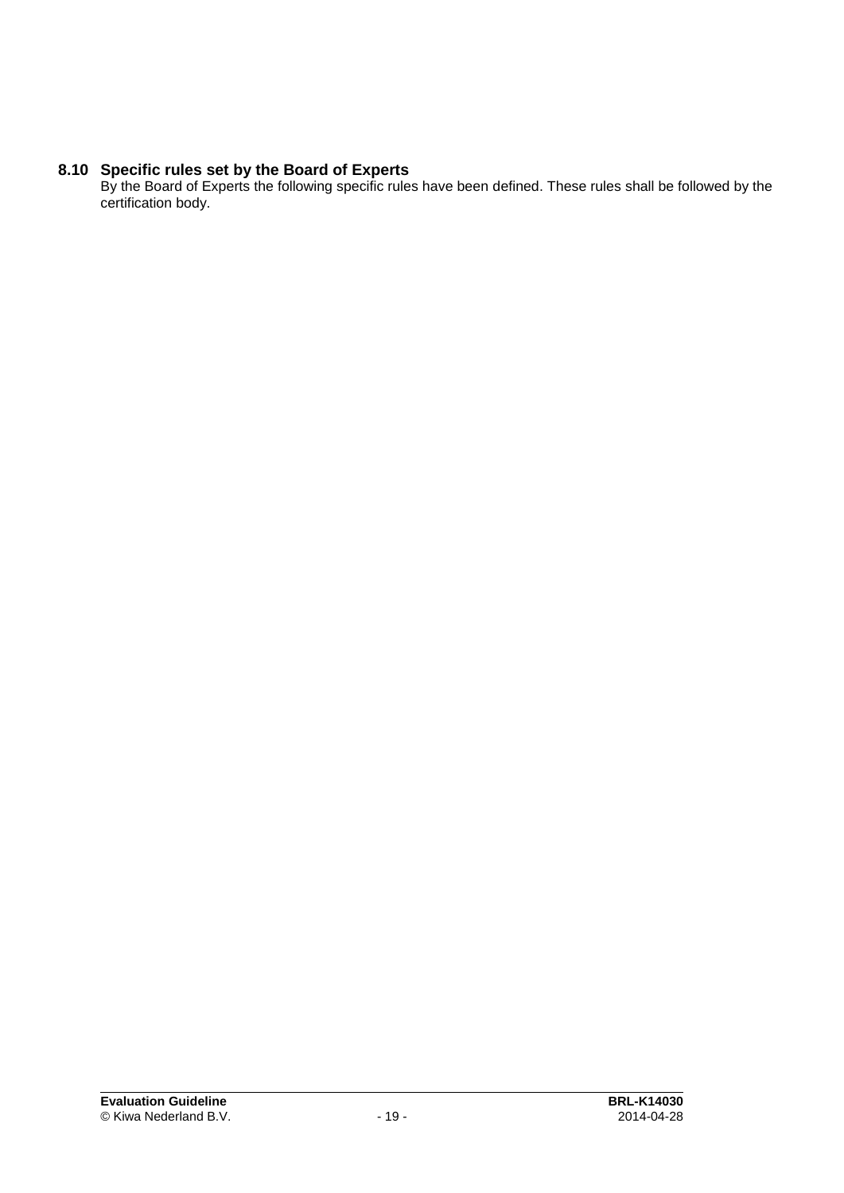### 8.10 Specific rules set by the Board of Experts

By the Board of Experts the following specific rules have been defined. These rules shall be followed by the certification body.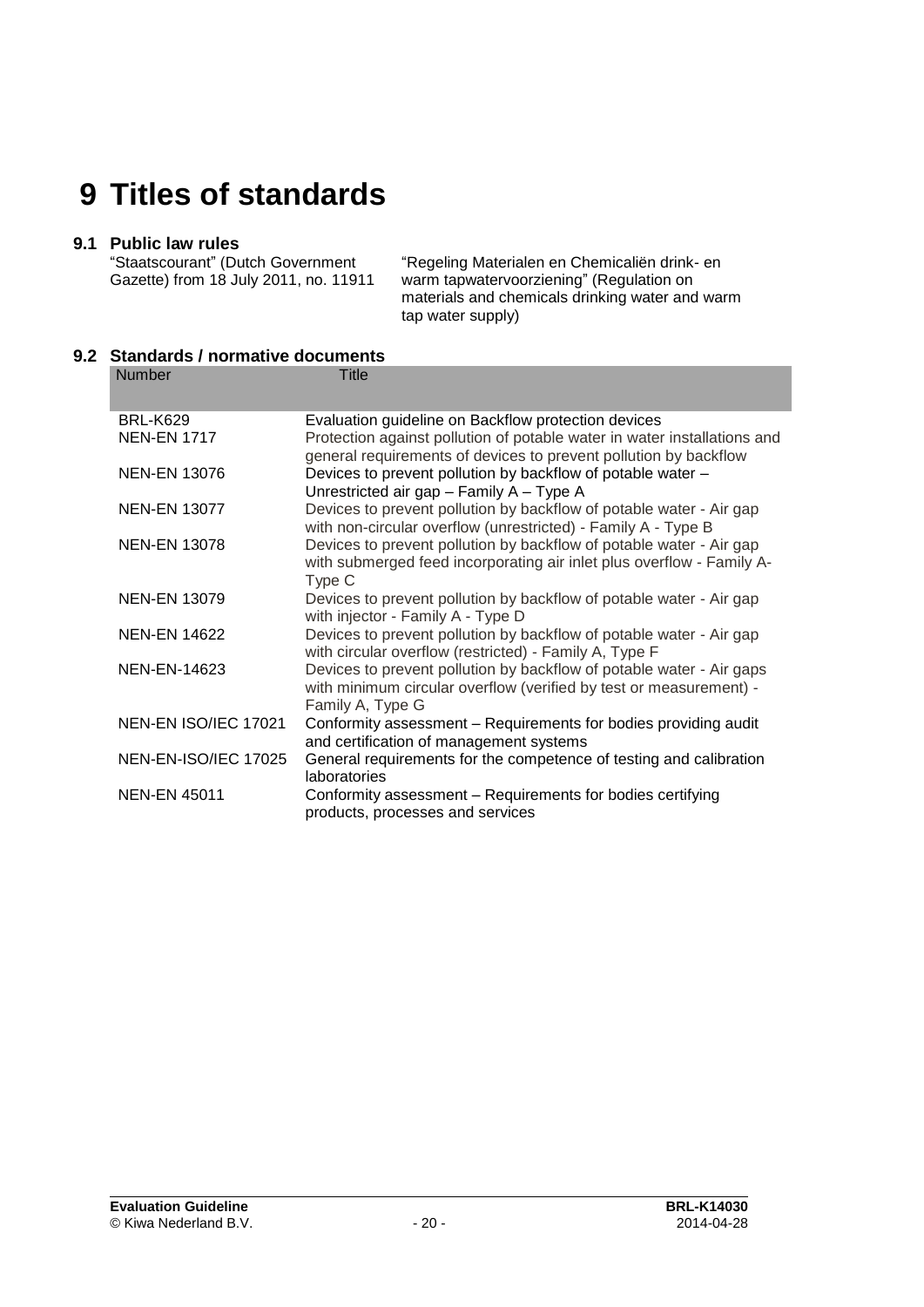# 9 Titles of standards

## 9.1 Public law rules

| | |
|---|---|
| “Staatscourant” (Dutch Government Gazette) from 18 July 2011, no. 11911 | “Regeling Materialen en Chemicaliën drink- en warm tapwatervoorziening” (Regulation on materials and chemicals drinking water and warm tap water supply) |

## 9.2 Standards / normative documents

| Number | Title |
|---|---|
| BRL-K629 | Evaluation guideline on Backflow protection devices |
| NEN-EN 1717 | Protection against pollution of potable water in water installations and general requirements of devices to prevent pollution by backflow |
| NEN-EN 13076 | Devices to prevent pollution by backflow of potable water – Unrestricted air gap – Family A – Type A |
| NEN-EN 13077 | Devices to prevent pollution by backflow of potable water - Air gap with non-circular overflow (unrestricted) - Family A - Type B |
| NEN-EN 13078 | Devices to prevent pollution by backflow of potable water - Air gap with submerged feed incorporating air inlet plus overflow - Family A-Type C |
| NEN-EN 13079 | Devices to prevent pollution by backflow of potable water - Air gap with injector - Family A - Type D |
| NEN-EN 14622 | Devices to prevent pollution by backflow of potable water - Air gap with circular overflow (restricted) - Family A, Type F |
| NEN-EN-14623 | Devices to prevent pollution by backflow of potable water - Air gaps with minimum circular overflow (verified by test or measurement) - Family A, Type G |
| NEN-EN ISO/IEC 17021 | Conformity assessment – Requirements for bodies providing audit and certification of management systems |
| NEN-EN-ISO/IEC 17025 | General requirements for the competence of testing and calibration laboratories |
| NEN-EN 45011 | Conformity assessment – Requirements for bodies certifying products, processes and services |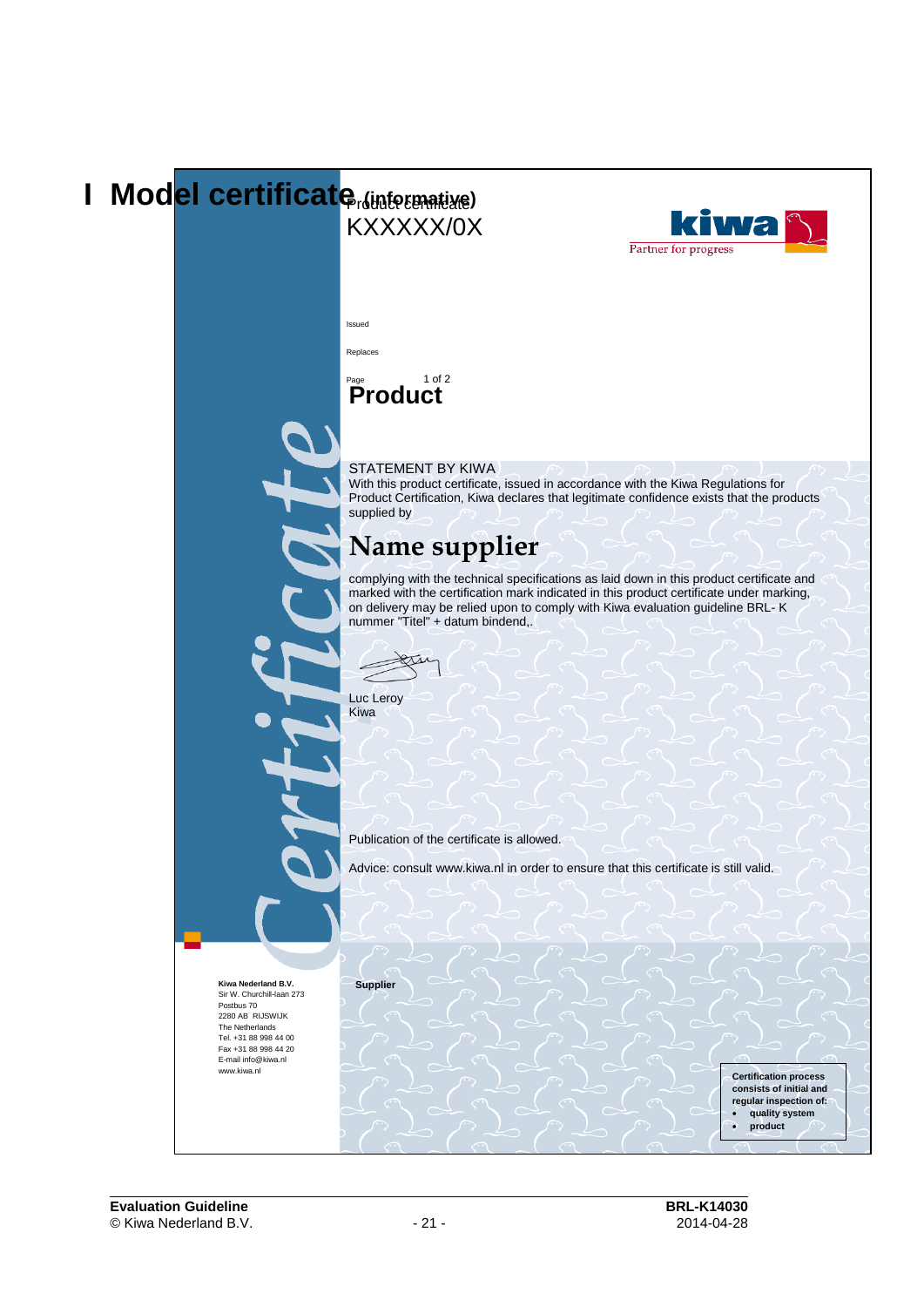# I Model certificate (informative)

Product certificate

KXXXXX/0X

kiwa

Partner for progress

Issued

Replaces

Page 1 of 2

**Product**

STATEMENT BY KIWA

With this product certificate, issued in accordance with the Kiwa Regulations for Product Certification, Kiwa declares that legitimate confidence exists that the products supplied by

## Name supplier

complying with the technical specifications as laid down in this product certificate and marked with the certification mark indicated in this product certificate under marking, on delivery may be relied upon to comply with Kiwa evaluation guideline BRL- K nummer "Titel" + datum bindend,.

Luc Leroy
Kiwa

Publication of the certificate is allowed.

Advice: consult www.kiwa.nl in order to ensure that this certificate is still valid.

Certificate

**Kiwa Nederland B.V.**
Sir W. Churchill-laan 273
Postbus 70
2280 AB RIJSWIJK
The Netherlands
Tel. +31 88 998 44 00
Fax +31 88 998 44 20
E-mail info@kiwa.nl
www.kiwa.nl

**Supplier**

**Certification process consists of initial and regular inspection of:**

- **quality system**
- **product**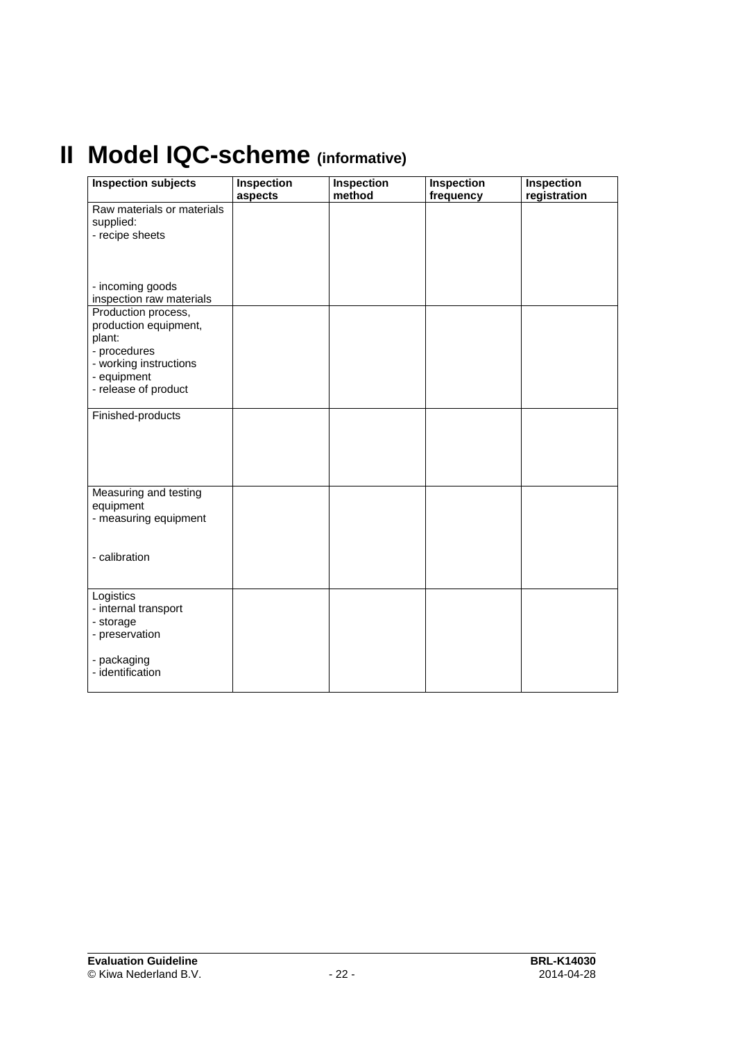# II Model IQC-scheme (informative)

| Inspection subjects | Inspection aspects | Inspection method | Inspection frequency | Inspection registration |
|---|---|---|---|---|
| Raw materials or materials supplied:<br>- recipe sheets<br><br>- incoming goods inspection raw materials | | | | |
| Production process, production equipment, plant:<br>- procedures<br>- working instructions<br>- equipment<br>- release of product | | | | |
| Finished-products | | | | |
| Measuring and testing equipment<br>- measuring equipment<br><br>- calibration | | | | |
| Logistics<br>- internal transport<br>- storage<br>- preservation<br><br>- packaging<br>- identification | | | | |